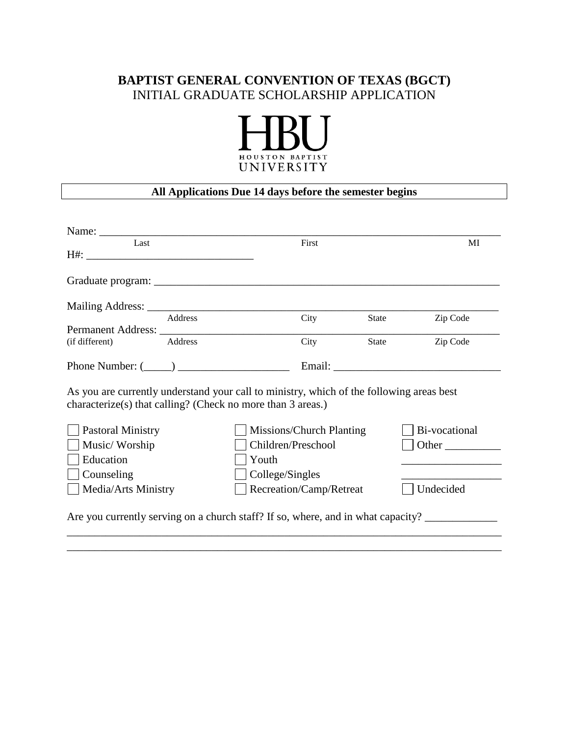# BAPTIST GENERAL CONVENTION OF TEXAS (BGCT)

INITIAL GRADUATE SCHOLARSHIP APPLICATION

HBU
HOUSTON BAPTIST
UNIVERSITY

**All Applications Due 14 days before the semester begins**

Name: ______________________________________________________________________
Last                                   First                                   MI

H#: ______________________________

Graduate program: _______________________________________________________________

Mailing Address: ________________________________________________________________
Address                    City                State                Zip Code

Permanent Address: ______________________________________________________________
(if different)    Address                    City                State                Zip Code

Phone Number: (_____) ____________________    Email: ______________________________

As you are currently understand your call to ministry, which of the following areas best characterize(s) that calling? (Check no more than 3 areas.)

- ☐ Pastoral Ministry
- ☐ Music/ Worship
- ☐ Education
- ☐ Counseling
- ☐ Media/Arts Ministry
- ☐ Missions/Church Planting
- ☐ Children/Preschool
- ☐ Youth
- ☐ College/Singles
- ☐ Recreation/Camp/Retreat
- ☐ Bi-vocational
- ☐ Other __________ _________________ _________________
- ☐ Undecided

Are you currently serving on a church staff? If so, where, and in what capacity? _____________
_____________________________________________________________________________
_____________________________________________________________________________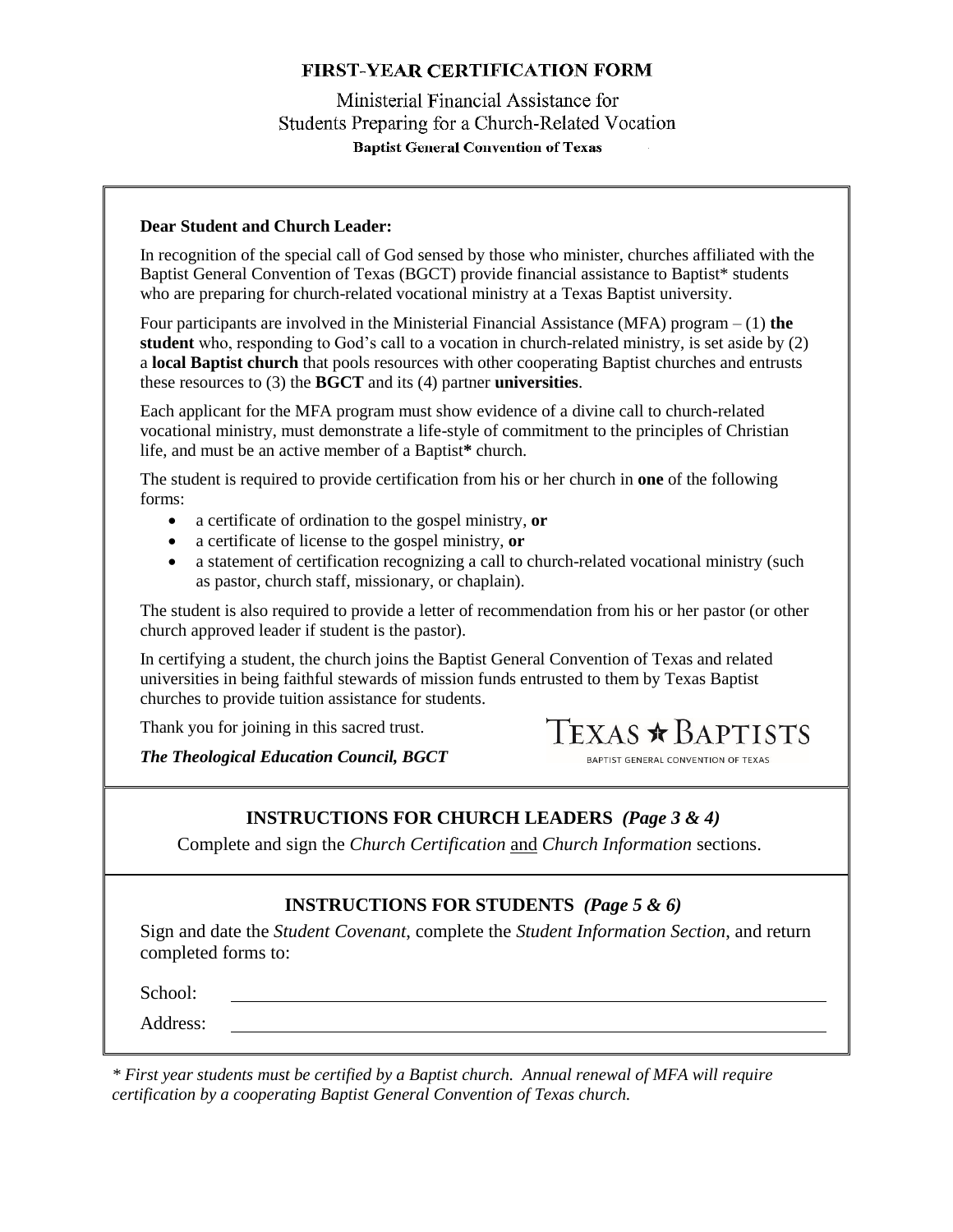# FIRST-YEAR CERTIFICATION FORM

Ministerial Financial Assistance for
Students Preparing for a Church-Related Vocation

**Baptist General Convention of Texas**

**Dear Student and Church Leader:**

In recognition of the special call of God sensed by those who minister, churches affiliated with the Baptist General Convention of Texas (BGCT) provide financial assistance to Baptist* students who are preparing for church-related vocational ministry at a Texas Baptist university.

Four participants are involved in the Ministerial Financial Assistance (MFA) program – (1) **the student** who, responding to God's call to a vocation in church-related ministry, is set aside by (2) a **local Baptist church** that pools resources with other cooperating Baptist churches and entrusts these resources to (3) the **BGCT** and its (4) partner **universities**.

Each applicant for the MFA program must show evidence of a divine call to church-related vocational ministry, must demonstrate a life-style of commitment to the principles of Christian life, and must be an active member of a Baptist* church.

The student is required to provide certification from his or her church in **one** of the following forms:

- a certificate of ordination to the gospel ministry, **or**
- a certificate of license to the gospel ministry, **or**
- a statement of certification recognizing a call to church-related vocational ministry (such as pastor, church staff, missionary, or chaplain).

The student is also required to provide a letter of recommendation from his or her pastor (or other church approved leader if student is the pastor).

In certifying a student, the church joins the Baptist General Convention of Texas and related universities in being faithful stewards of mission funds entrusted to them by Texas Baptist churches to provide tuition assistance for students.

Thank you for joining in this sacred trust.

***The Theological Education Council, BGCT***

TEXAS ★ BAPTISTS
BAPTIST GENERAL CONVENTION OF TEXAS

## INSTRUCTIONS FOR CHURCH LEADERS *(Page 3 & 4)*

Complete and sign the *Church Certification* and *Church Information* sections.

## INSTRUCTIONS FOR STUDENTS *(Page 5 & 6)*

Sign and date the *Student Covenant*, complete the *Student Information Section*, and return completed forms to:

School: ______________________________

Address: ______________________________

*\* First year students must be certified by a Baptist church. Annual renewal of MFA will require certification by a cooperating Baptist General Convention of Texas church.*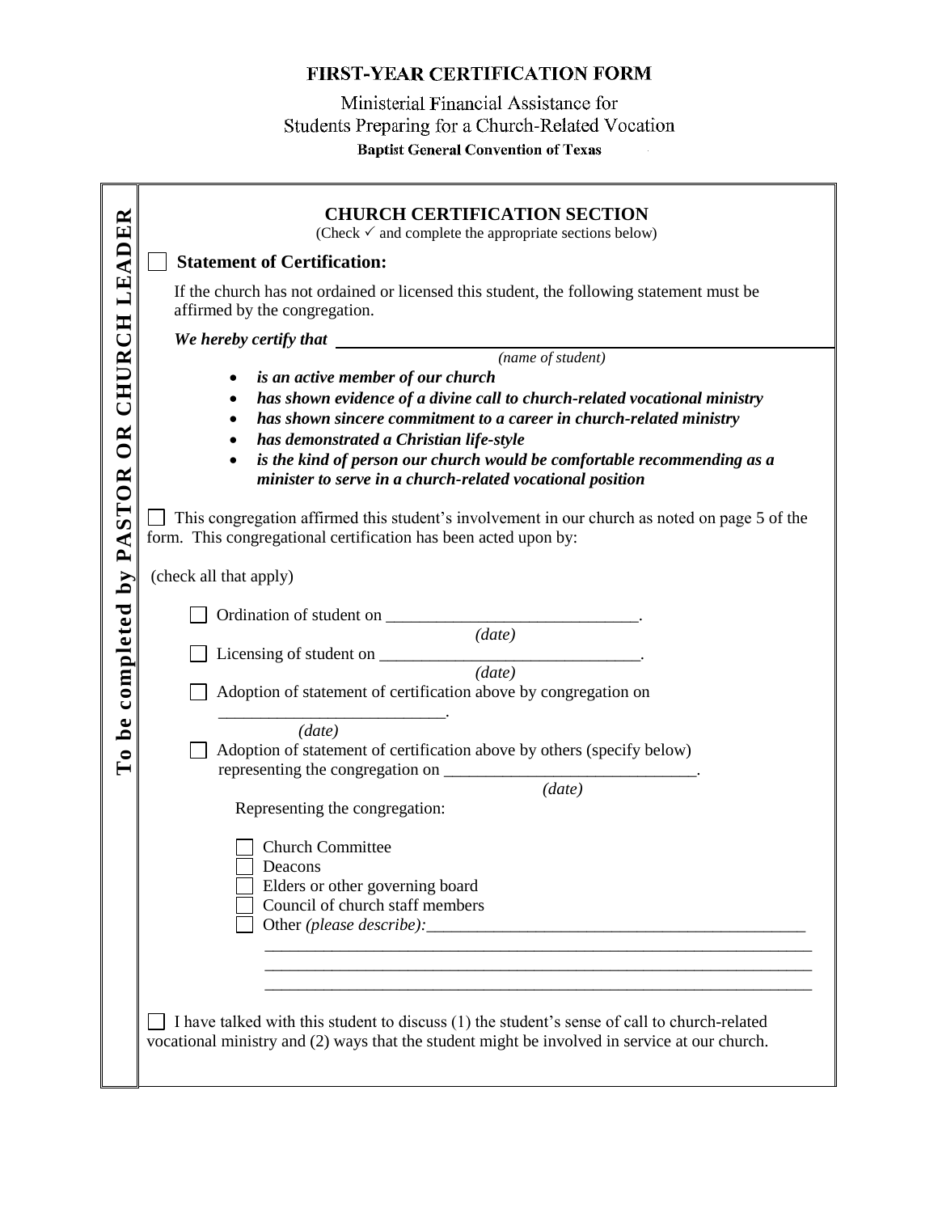# FIRST-YEAR CERTIFICATION FORM

Ministerial Financial Assistance for
Students Preparing for a Church-Related Vocation

**Baptist General Convention of Texas**

**To be completed by PASTOR OR CHURCH LEADER**

## CHURCH CERTIFICATION SECTION

(Check ✓ and complete the appropriate sections below)

☐ **Statement of Certification:**

If the church has not ordained or licensed this student, the following statement must be affirmed by the congregation.

***We hereby certify that*** ______________________________________________
(*name of student*)

- ***is an active member of our church***
- ***has shown evidence of a divine call to church-related vocational ministry***
- ***has shown sincere commitment to a career in church-related ministry***
- ***has demonstrated a Christian life-style***
- ***is the kind of person our church would be comfortable recommending as a minister to serve in a church-related vocational position***

☐ This congregation affirmed this student's involvement in our church as noted on page 5 of the form. This congregational certification has been acted upon by:

(check all that apply)

☐ Ordination of student on ______________________________.
(*date*)

☐ Licensing of student on ________________________________.
(*date*)

☐ Adoption of statement of certification above by congregation on ___________________________.
(*date*)

☐ Adoption of statement of certification above by others (specify below) representing the congregation on ______________________________.
(*date*)

Representing the congregation:

☐ Church Committee
☐ Deacons
☐ Elders or other governing board
☐ Council of church staff members
☐ Other *(please describe)*:_______________________________________________
__________________________________________________________________
__________________________________________________________________
__________________________________________________________________

☐ I have talked with this student to discuss (1) the student's sense of call to church-related vocational ministry and (2) ways that the student might be involved in service at our church.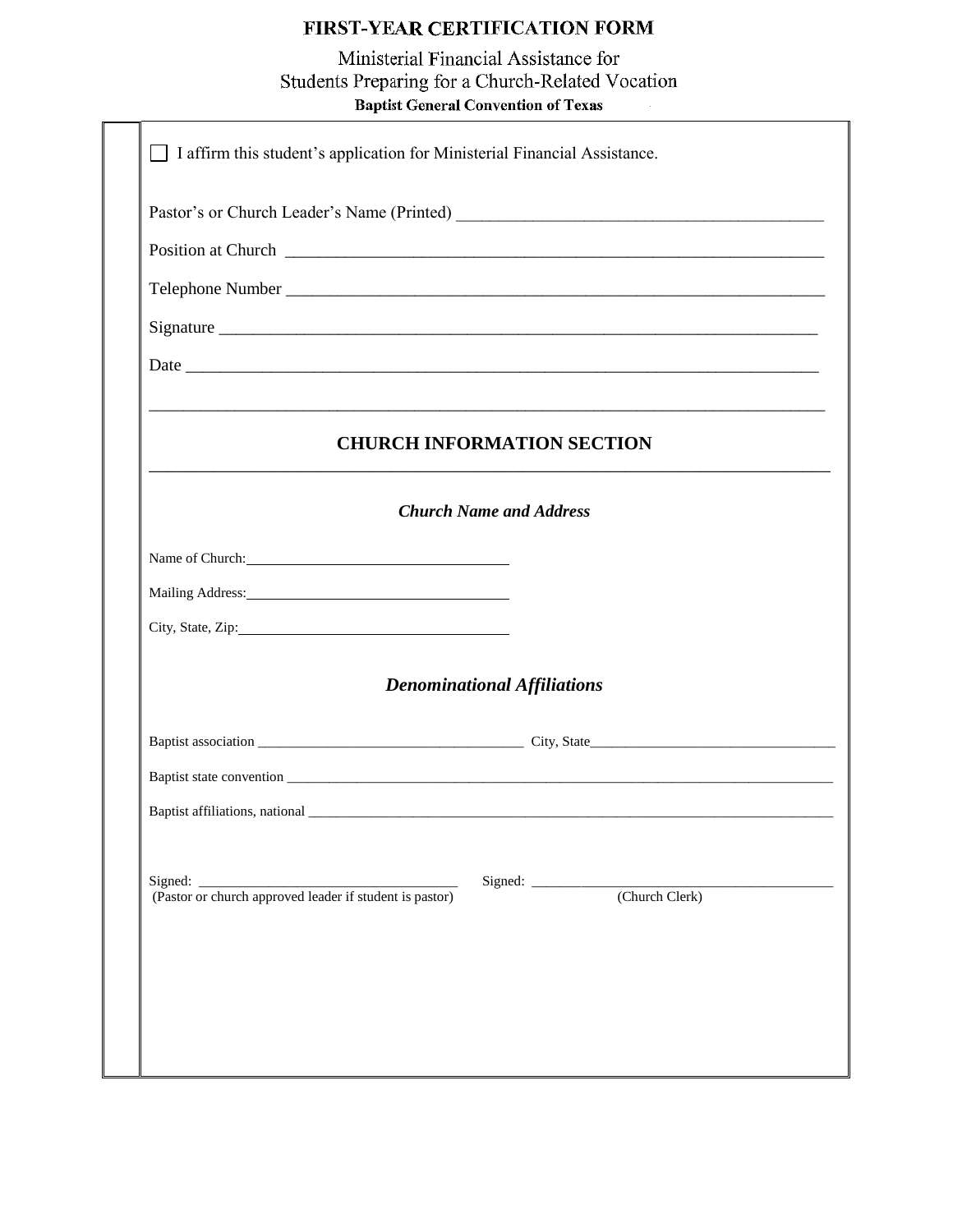# FIRST-YEAR CERTIFICATION FORM

Ministerial Financial Assistance for
Students Preparing for a Church-Related Vocation

**Baptist General Convention of Texas**

☐ I affirm this student's application for Ministerial Financial Assistance.

Pastor's or Church Leader's Name (Printed) ___________________________________________

Position at Church ______________________________________________________________

Telephone Number ______________________________________________________________

Signature ____________________________________________________________________

Date ________________________________________________________________________

## CHURCH INFORMATION SECTION

### *Church Name and Address*

Name of Church: ___________________________________

Mailing Address: ___________________________________

City, State, Zip: ___________________________________

### *Denominational Affiliations*

Baptist association ____________________________________ City, State ________________________________

Baptist state convention _________________________________________________________________________

Baptist affiliations, national ______________________________________________________________________

Signed: ____________________________________ Signed: ________________________________________
(Pastor or church approved leader if student is pastor) (Church Clerk)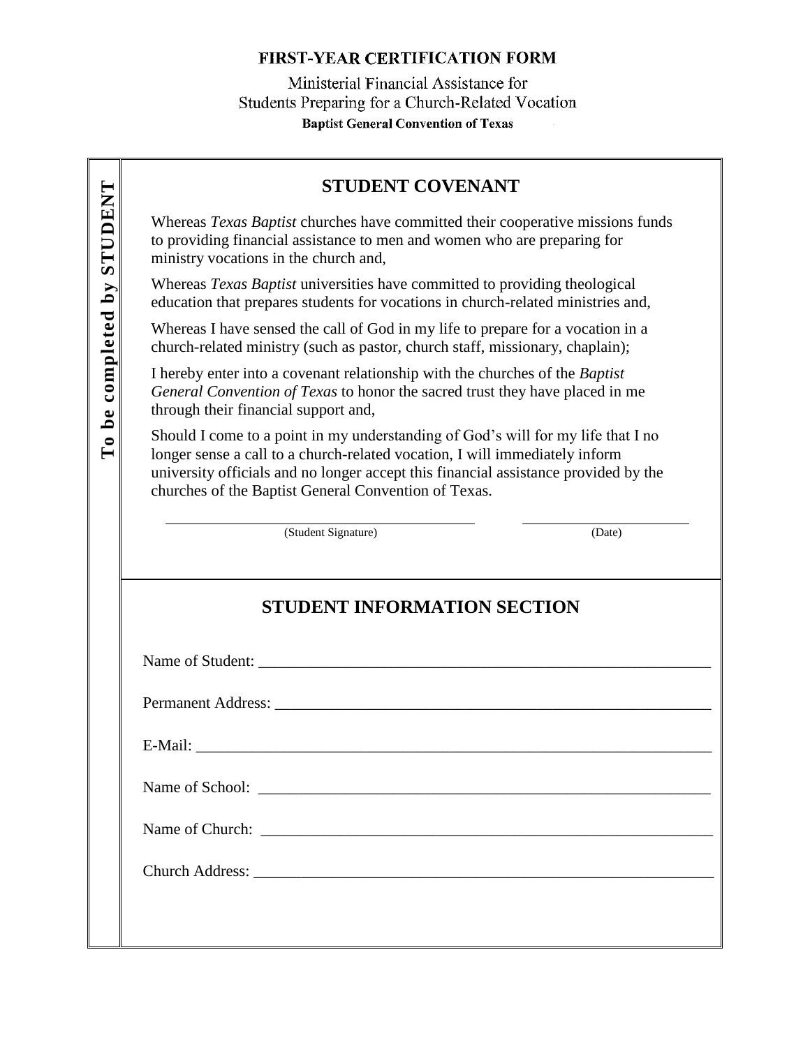**FIRST-YEAR CERTIFICATION FORM**

Ministerial Financial Assistance for
Students Preparing for a Church-Related Vocation

**Baptist General Convention of Texas**

**To be completed by STUDENT**

## STUDENT COVENANT

Whereas *Texas Baptist* churches have committed their cooperative missions funds to providing financial assistance to men and women who are preparing for ministry vocations in the church and,

Whereas *Texas Baptist* universities have committed to providing theological education that prepares students for vocations in church-related ministries and,

Whereas I have sensed the call of God in my life to prepare for a vocation in a church-related ministry (such as pastor, church staff, missionary, chaplain);

I hereby enter into a covenant relationship with the churches of the *Baptist General Convention of Texas* to honor the sacred trust they have placed in me through their financial support and,

Should I come to a point in my understanding of God's will for my life that I no longer sense a call to a church-related vocation, I will immediately inform university officials and no longer accept this financial assistance provided by the churches of the Baptist General Convention of Texas.

______________________________ (Student Signature)    ________________ (Date)

## STUDENT INFORMATION SECTION

Name of Student: ____________________________________________

Permanent Address: __________________________________________

E-Mail: ____________________________________________________

Name of School: _____________________________________________

Name of Church: _____________________________________________

Church Address: _____________________________________________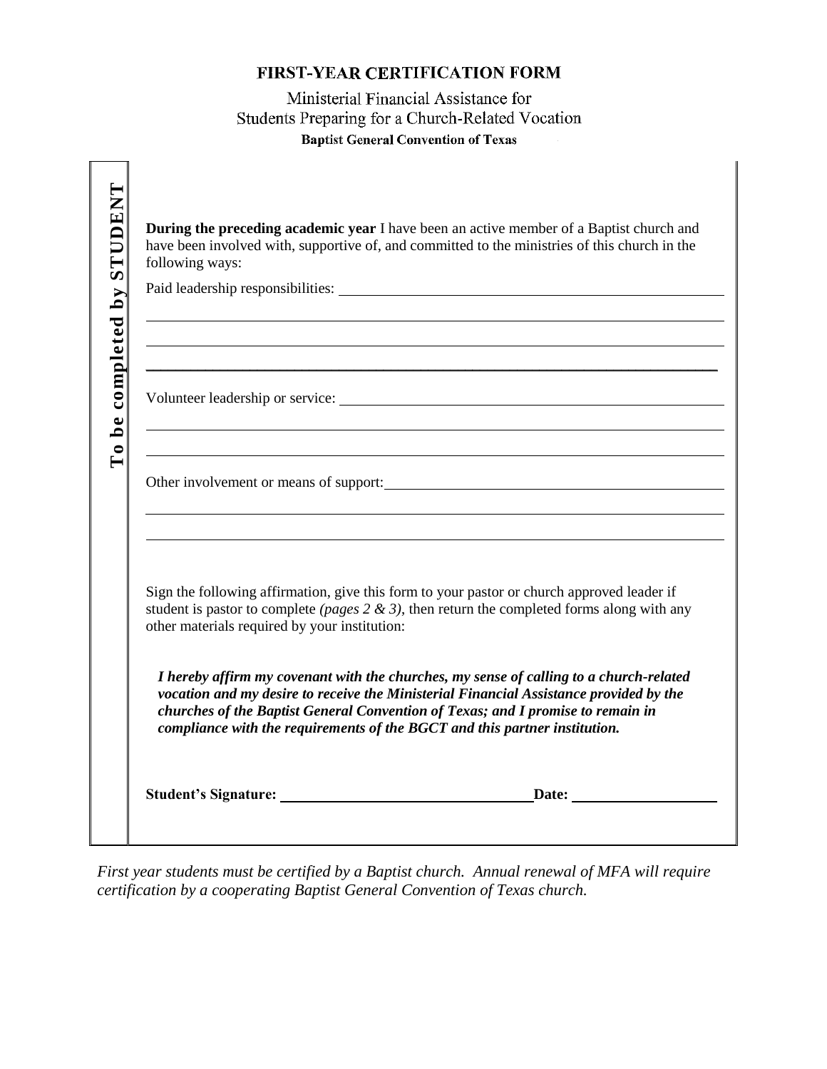# FIRST-YEAR CERTIFICATION FORM

Ministerial Financial Assistance for
Students Preparing for a Church-Related Vocation

**Baptist General Convention of Texas**

**To be completed by STUDENT**

**During the preceding academic year** I have been an active member of a Baptist church and have been involved with, supportive of, and committed to the ministries of this church in the following ways:

Paid leadership responsibilities: ______________________________________________

______________________________________________________________________

______________________________________________________________________

______________________________________________________________________

Volunteer leadership or service: ______________________________________________

______________________________________________________________________

______________________________________________________________________

Other involvement or means of support: ______________________________________________

______________________________________________________________________

______________________________________________________________________

Sign the following affirmation, give this form to your pastor or church approved leader if student is pastor to complete *(pages 2 & 3)*, then return the completed forms along with any other materials required by your institution:

***I hereby affirm my covenant with the churches, my sense of calling to a church-related vocation and my desire to receive the Ministerial Financial Assistance provided by the churches of the Baptist General Convention of Texas; and I promise to remain in compliance with the requirements of the BGCT and this partner institution.***

**Student's Signature:** ______________________________ **Date:** ________________

*First year students must be certified by a Baptist church. Annual renewal of MFA will require certification by a cooperating Baptist General Convention of Texas church.*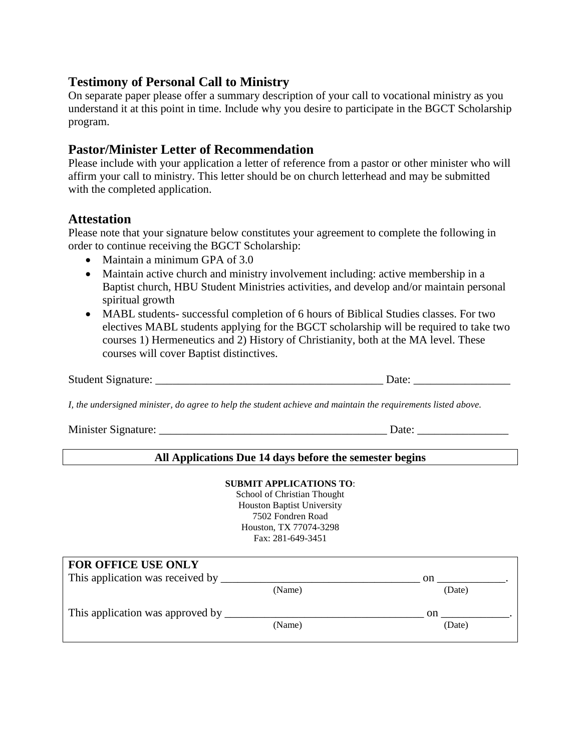## Testimony of Personal Call to Ministry

On separate paper please offer a summary description of your call to vocational ministry as you understand it at this point in time. Include why you desire to participate in the BGCT Scholarship program.

## Pastor/Minister Letter of Recommendation

Please include with your application a letter of reference from a pastor or other minister who will affirm your call to ministry. This letter should be on church letterhead and may be submitted with the completed application.

## Attestation

Please note that your signature below constitutes your agreement to complete the following in order to continue receiving the BGCT Scholarship:

- Maintain a minimum GPA of 3.0
- Maintain active church and ministry involvement including: active membership in a Baptist church, HBU Student Ministries activities, and develop and/or maintain personal spiritual growth
- MABL students- successful completion of 6 hours of Biblical Studies classes. For two electives MABL students applying for the BGCT scholarship will be required to take two courses 1) Hermeneutics and 2) History of Christianity, both at the MA level. These courses will cover Baptist distinctives.

Student Signature: ________________________________________ Date: _________________

*I, the undersigned minister, do agree to help the student achieve and maintain the requirements listed above.*

Minister Signature: ________________________________________ Date: ________________

**All Applications Due 14 days before the semester begins**

**SUBMIT APPLICATIONS TO**:
School of Christian Thought
Houston Baptist University
7502 Fondren Road
Houston, TX 77074-3298
Fax: 281-649-3451

**FOR OFFICE USE ONLY**

This application was received by ___________________________________ on ____________.
(Name) (Date)

This application was approved by ___________________________________ on ____________.
(Name) (Date)